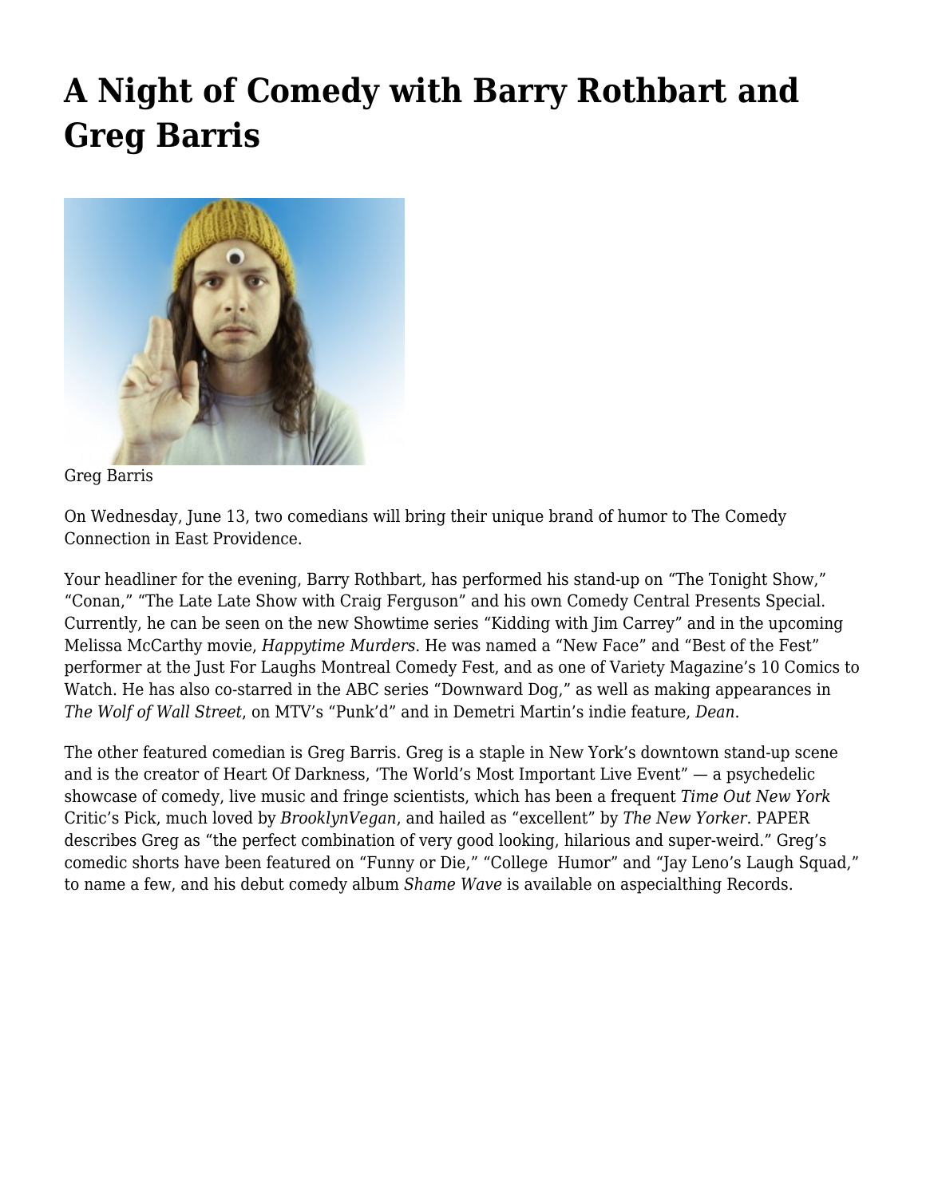# A Night of Comedy with Barry Rothbart and Greg Barris

Greg Barris

On Wednesday, June 13, two comedians will bring their unique brand of humor to The Comedy Connection in East Providence.

Your headliner for the evening, Barry Rothbart, has performed his stand-up on "The Tonight Show," "Conan," "The Late Late Show with Craig Ferguson" and his own Comedy Central Presents Special. Currently, he can be seen on the new Showtime series "Kidding with Jim Carrey" and in the upcoming Melissa McCarthy movie, *Happytime Murders*. He was named a "New Face" and "Best of the Fest" performer at the Just For Laughs Montreal Comedy Fest, and as one of Variety Magazine's 10 Comics to Watch. He has also co-starred in the ABC series "Downward Dog," as well as making appearances in *The Wolf of Wall Street*, on MTV's "Punk'd" and in Demetri Martin's indie feature, *Dean*.

The other featured comedian is Greg Barris. Greg is a staple in New York's downtown stand-up scene and is the creator of Heart Of Darkness, 'The World's Most Important Live Event" — a psychedelic showcase of comedy, live music and fringe scientists, which has been a frequent *Time Out New York* Critic's Pick, much loved by *BrooklynVegan*, and hailed as "excellent" by *The New Yorker*. PAPER describes Greg as "the perfect combination of very good looking, hilarious and super-weird." Greg's comedic shorts have been featured on "Funny or Die," "College Humor" and "Jay Leno's Laugh Squad," to name a few, and his debut comedy album *Shame Wave* is available on aspecialthing Records.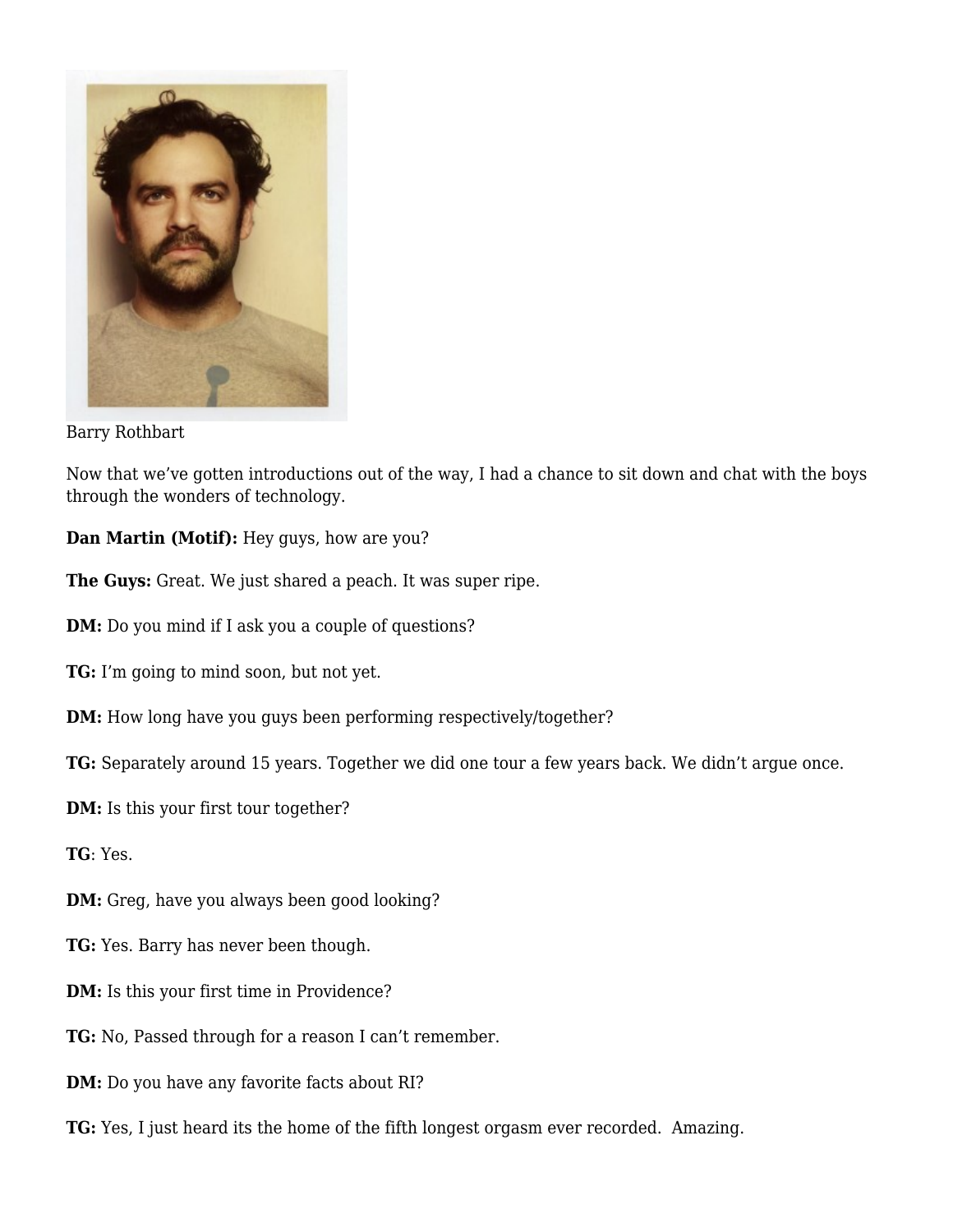Barry Rothbart

Now that we've gotten introductions out of the way, I had a chance to sit down and chat with the boys through the wonders of technology.

**Dan Martin (Motif):** Hey guys, how are you?

**The Guys:** Great. We just shared a peach. It was super ripe.

**DM:** Do you mind if I ask you a couple of questions?

**TG:** I'm going to mind soon, but not yet.

**DM:** How long have you guys been performing respectively/together?

**TG:** Separately around 15 years. Together we did one tour a few years back. We didn't argue once.

**DM:** Is this your first tour together?

**TG**: Yes.

**DM:** Greg, have you always been good looking?

**TG:** Yes. Barry has never been though.

**DM:** Is this your first time in Providence?

**TG:** No, Passed through for a reason I can't remember.

**DM:** Do you have any favorite facts about RI?

**TG:** Yes, I just heard its the home of the fifth longest orgasm ever recorded.  Amazing.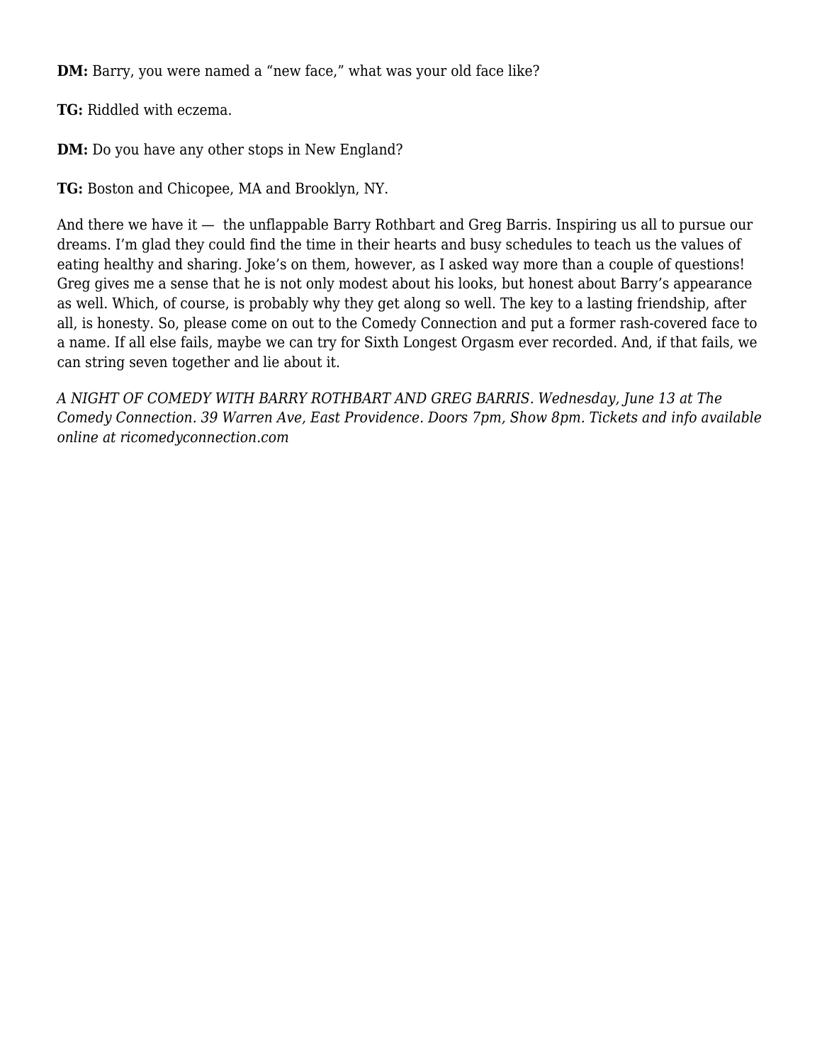**DM:** Barry, you were named a "new face," what was your old face like?

**TG:** Riddled with eczema.

**DM:** Do you have any other stops in New England?

**TG:** Boston and Chicopee, MA and Brooklyn, NY.

And there we have it — the unflappable Barry Rothbart and Greg Barris. Inspiring us all to pursue our dreams. I'm glad they could find the time in their hearts and busy schedules to teach us the values of eating healthy and sharing. Joke's on them, however, as I asked way more than a couple of questions! Greg gives me a sense that he is not only modest about his looks, but honest about Barry's appearance as well. Which, of course, is probably why they get along so well. The key to a lasting friendship, after all, is honesty. So, please come on out to the Comedy Connection and put a former rash-covered face to a name. If all else fails, maybe we can try for Sixth Longest Orgasm ever recorded. And, if that fails, we can string seven together and lie about it.

*A NIGHT OF COMEDY WITH BARRY ROTHBART AND GREG BARRIS. Wednesday, June 13 at The Comedy Connection. 39 Warren Ave, East Providence. Doors 7pm, Show 8pm. Tickets and info available online at ricomedyconnection.com*